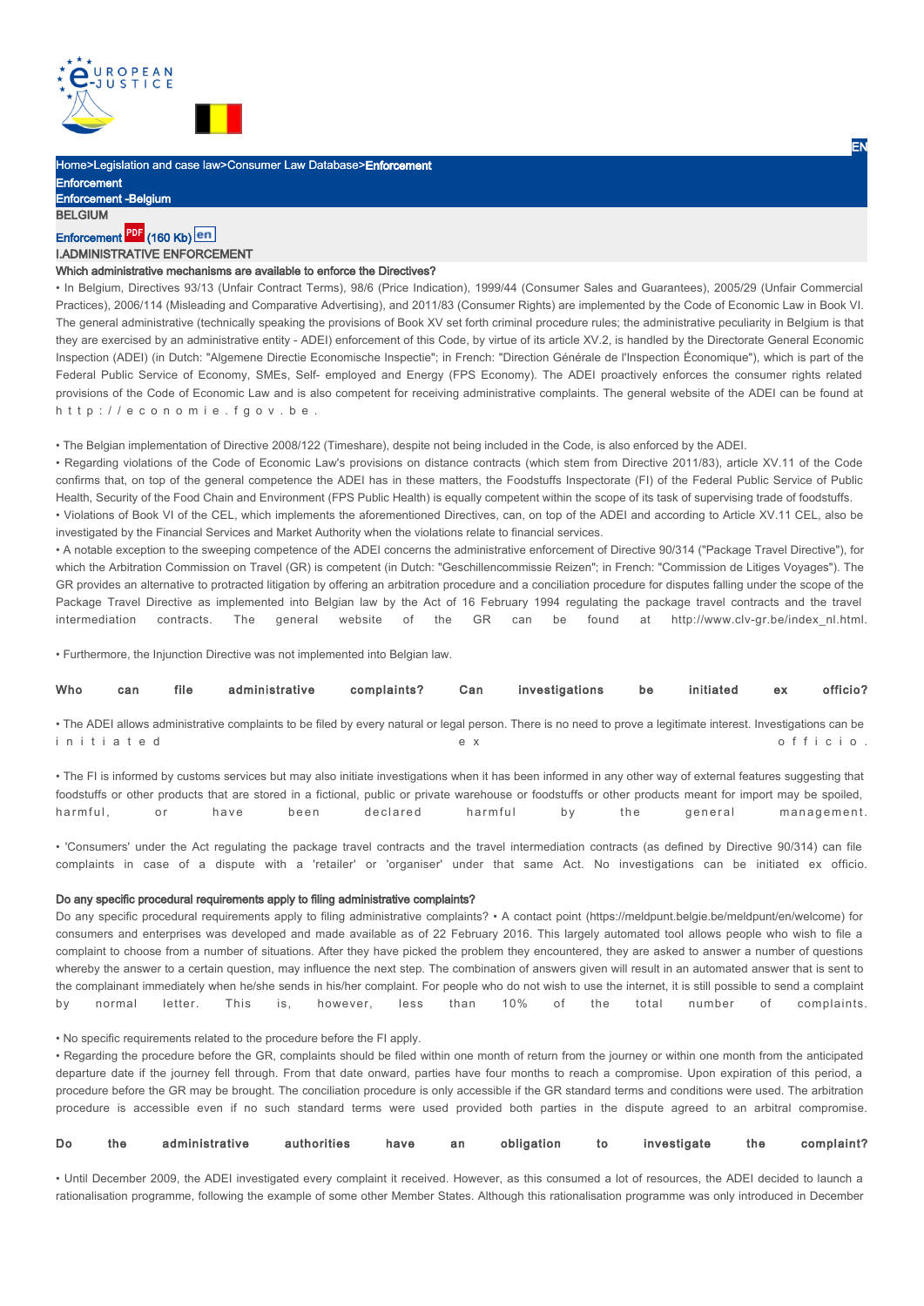Home>Legislation and case law>Consumer Law Database>**Enforcement**

# Enforcement

## Enforcement -Belgium

**BELGIUM**

Enforcement (160 Kb) en

### I.ADMINISTRATIVE ENFORCEMENT

**Which administrative mechanisms are available to enforce the Directives?**

• In Belgium, Directives 93/13 (Unfair Contract Terms), 98/6 (Price Indication), 1999/44 (Consumer Sales and Guarantees), 2005/29 (Unfair Commercial Practices), 2006/114 (Misleading and Comparative Advertising), and 2011/83 (Consumer Rights) are implemented by the Code of Economic Law in Book VI. The general administrative (technically speaking the provisions of Book XV set forth criminal procedure rules; the administrative peculiarity in Belgium is that they are exercised by an administrative entity - ADEI) enforcement of this Code, by virtue of its article XV.2, is handled by the Directorate General Economic Inspection (ADEI) (in Dutch: "Algemene Directie Economische Inspectie"; in French: "Direction Générale de l'Inspection Économique"), which is part of the Federal Public Service of Economy, SMEs, Self- employed and Energy (FPS Economy). The ADEI proactively enforces the consumer rights related provisions of the Code of Economic Law and is also competent for receiving administrative complaints. The general website of the ADEI can be found at http://economie.fgov.be.

• The Belgian implementation of Directive 2008/122 (Timeshare), despite not being included in the Code, is also enforced by the ADEI.

• Regarding violations of the Code of Economic Law's provisions on distance contracts (which stem from Directive 2011/83), article XV.11 of the Code confirms that, on top of the general competence the ADEI has in these matters, the Foodstuffs Inspectorate (FI) of the Federal Public Service of Public Health, Security of the Food Chain and Environment (FPS Public Health) is equally competent within the scope of its task of supervising trade of foodstuffs.

• Violations of Book VI of the CEL, which implements the aforementioned Directives, can, on top of the ADEI and according to Article XV.11 CEL, also be investigated by the Financial Services and Market Authority when the violations relate to financial services.

• A notable exception to the sweeping competence of the ADEI concerns the administrative enforcement of Directive 90/314 ("Package Travel Directive"), for which the Arbitration Commission on Travel (GR) is competent (in Dutch: "Geschillencommissie Reizen"; in French: "Commission de Litiges Voyages"). The GR provides an alternative to protracted litigation by offering an arbitration procedure and a conciliation procedure for disputes falling under the scope of the Package Travel Directive as implemented into Belgian law by the Act of 16 February 1994 regulating the package travel contracts and the travel intermediation contracts. The general website of the GR can be found at http://www.clv-gr.be/index_nl.html.

• Furthermore, the Injunction Directive was not implemented into Belgian law.

**Who can file administrative complaints? Can investigations be initiated ex officio?**

• The ADEI allows administrative complaints to be filed by every natural or legal person. There is no need to prove a legitimate interest. Investigations can be initiated ex officio.

• The FI is informed by customs services but may also initiate investigations when it has been informed in any other way of external features suggesting that foodstuffs or other products that are stored in a fictional, public or private warehouse or foodstuffs or other products meant for import may be spoiled, harmful, or have been declared harmful by the general management.

• 'Consumers' under the Act regulating the package travel contracts and the travel intermediation contracts (as defined by Directive 90/314) can file complaints in case of a dispute with a 'retailer' or 'organiser' under that same Act. No investigations can be initiated ex officio.

**Do any specific procedural requirements apply to filing administrative complaints?**

Do any specific procedural requirements apply to filing administrative complaints? • A contact point (https://meldpunt.belgie.be/meldpunt/en/welcome) for consumers and enterprises was developed and made available as of 22 February 2016. This largely automated tool allows people who wish to file a complaint to choose from a number of situations. After they have picked the problem they encountered, they are asked to answer a number of questions whereby the answer to a certain question, may influence the next step. The combination of answers given will result in an automated answer that is sent to the complainant immediately when he/she sends in his/her complaint. For people who do not wish to use the internet, it is still possible to send a complaint by normal letter. This is, however, less than 10% of the total number of complaints.

• No specific requirements related to the procedure before the FI apply.

• Regarding the procedure before the GR, complaints should be filed within one month of return from the journey or within one month from the anticipated departure date if the journey fell through. From that date onward, parties have four months to reach a compromise. Upon expiration of this period, a procedure before the GR may be brought. The conciliation procedure is only accessible if the GR standard terms and conditions were used. The arbitration procedure is accessible even if no such standard terms were used provided both parties in the dispute agreed to an arbitral compromise.

**Do the administrative authorities have an obligation to investigate the complaint?**

• Until December 2009, the ADEI investigated every complaint it received. However, as this consumed a lot of resources, the ADEI decided to launch a rationalisation programme, following the example of some other Member States. Although this rationalisation programme was only introduced in December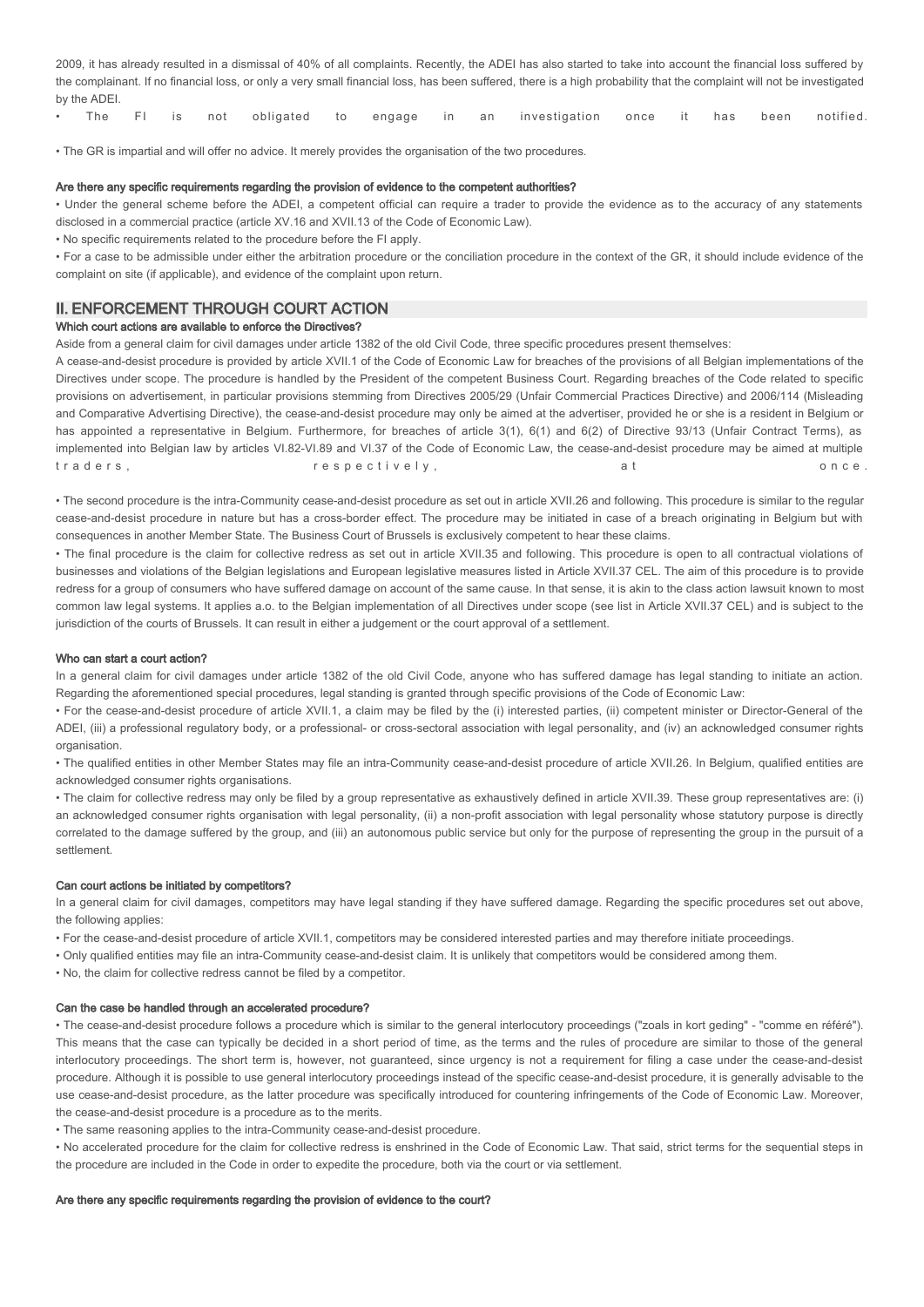2009, it has already resulted in a dismissal of 40% of all complaints. Recently, the ADEI has also started to take into account the financial loss suffered by the complainant. If no financial loss, or only a very small financial loss, has been suffered, there is a high probability that the complaint will not be investigated by the ADEI.

- The FI is not obligated to engage in an investigation once it has been notified.

- The GR is impartial and will offer no advice. It merely provides the organisation of the two procedures.

#### Are there any specific requirements regarding the provision of evidence to the competent authorities?

- Under the general scheme before the ADEI, a competent official can require a trader to provide the evidence as to the accuracy of any statements disclosed in a commercial practice (article XV.16 and XVII.13 of the Code of Economic Law).
- No specific requirements related to the procedure before the FI apply.
- For a case to be admissible under either the arbitration procedure or the conciliation procedure in the context of the GR, it should include evidence of the complaint on site (if applicable), and evidence of the complaint upon return.

## II. ENFORCEMENT THROUGH COURT ACTION

#### Which court actions are available to enforce the Directives?

Aside from a general claim for civil damages under article 1382 of the old Civil Code, three specific procedures present themselves:

A cease-and-desist procedure is provided by article XVII.1 of the Code of Economic Law for breaches of the provisions of all Belgian implementations of the Directives under scope. The procedure is handled by the President of the competent Business Court. Regarding breaches of the Code related to specific provisions on advertisement, in particular provisions stemming from Directives 2005/29 (Unfair Commercial Practices Directive) and 2006/114 (Misleading and Comparative Advertising Directive), the cease-and-desist procedure may only be aimed at the advertiser, provided he or she is a resident in Belgium or has appointed a representative in Belgium. Furthermore, for breaches of article 3(1), 6(1) and 6(2) of Directive 93/13 (Unfair Contract Terms), as implemented into Belgian law by articles VI.82-VI.89 and VI.37 of the Code of Economic Law, the cease-and-desist procedure may be aimed at multiple traders, respectively, at once.

- The second procedure is the intra-Community cease-and-desist procedure as set out in article XVII.26 and following. This procedure is similar to the regular cease-and-desist procedure in nature but has a cross-border effect. The procedure may be initiated in case of a breach originating in Belgium but with consequences in another Member State. The Business Court of Brussels is exclusively competent to hear these claims.
- The final procedure is the claim for collective redress as set out in article XVII.35 and following. This procedure is open to all contractual violations of businesses and violations of the Belgian legislations and European legislative measures listed in Article XVII.37 CEL. The aim of this procedure is to provide redress for a group of consumers who have suffered damage on account of the same cause. In that sense, it is akin to the class action lawsuit known to most common law legal systems. It applies a.o. to the Belgian implementation of all Directives under scope (see list in Article XVII.37 CEL) and is subject to the jurisdiction of the courts of Brussels. It can result in either a judgement or the court approval of a settlement.

#### Who can start a court action?

In a general claim for civil damages under article 1382 of the old Civil Code, anyone who has suffered damage has legal standing to initiate an action. Regarding the aforementioned special procedures, legal standing is granted through specific provisions of the Code of Economic Law:

- For the cease-and-desist procedure of article XVII.1, a claim may be filed by the (i) interested parties, (ii) competent minister or Director-General of the ADEI, (iii) a professional regulatory body, or a professional- or cross-sectoral association with legal personality, and (iv) an acknowledged consumer rights organisation.
- The qualified entities in other Member States may file an intra-Community cease-and-desist procedure of article XVII.26. In Belgium, qualified entities are acknowledged consumer rights organisations.
- The claim for collective redress may only be filed by a group representative as exhaustively defined in article XVII.39. These group representatives are: (i) an acknowledged consumer rights organisation with legal personality, (ii) a non-profit association with legal personality whose statutory purpose is directly correlated to the damage suffered by the group, and (iii) an autonomous public service but only for the purpose of representing the group in the pursuit of a settlement.

#### Can court actions be initiated by competitors?

In a general claim for civil damages, competitors may have legal standing if they have suffered damage. Regarding the specific procedures set out above, the following applies:

- For the cease-and-desist procedure of article XVII.1, competitors may be considered interested parties and may therefore initiate proceedings.
- Only qualified entities may file an intra-Community cease-and-desist claim. It is unlikely that competitors would be considered among them.
- No, the claim for collective redress cannot be filed by a competitor.

#### Can the case be handled through an accelerated procedure?

- The cease-and-desist procedure follows a procedure which is similar to the general interlocutory proceedings ("zoals in kort geding" - "comme en référé"). This means that the case can typically be decided in a short period of time, as the terms and the rules of procedure are similar to those of the general interlocutory proceedings. The short term is, however, not guaranteed, since urgency is not a requirement for filing a case under the cease-and-desist procedure. Although it is possible to use general interlocutory proceedings instead of the specific cease-and-desist procedure, it is generally advisable to the use cease-and-desist procedure, as the latter procedure was specifically introduced for countering infringements of the Code of Economic Law. Moreover, the cease-and-desist procedure is a procedure as to the merits.
- The same reasoning applies to the intra-Community cease-and-desist procedure.
- No accelerated procedure for the claim for collective redress is enshrined in the Code of Economic Law. That said, strict terms for the sequential steps in the procedure are included in the Code in order to expedite the procedure, both via the court or via settlement.

#### Are there any specific requirements regarding the provision of evidence to the court?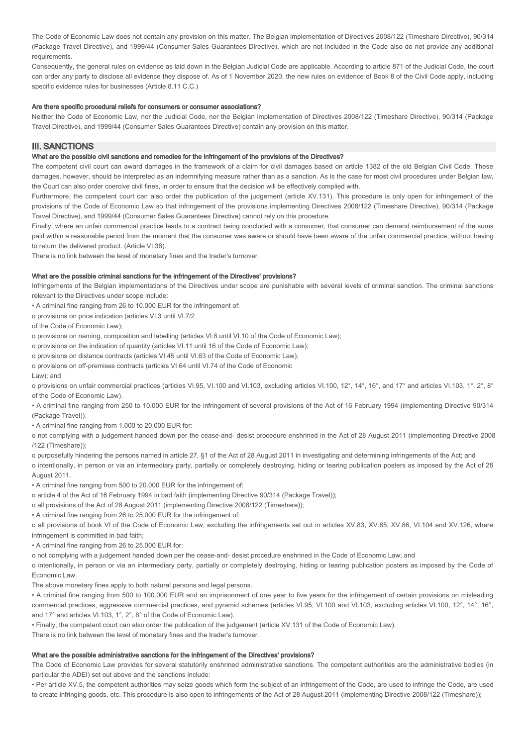The Code of Economic Law does not contain any provision on this matter. The Belgian implementation of Directives 2008/122 (Timeshare Directive), 90/314 (Package Travel Directive), and 1999/44 (Consumer Sales Guarantees Directive), which are not included in the Code also do not provide any additional requirements.

Consequently, the general rules on evidence as laid down in the Belgian Judicial Code are applicable. According to article 871 of the Judicial Code, the court can order any party to disclose all evidence they dispose of. As of 1 November 2020, the new rules on evidence of Book 8 of the Civil Code apply, including specific evidence rules for businesses (Article 8.11 C.C.)

#### Are there specific procedural reliefs for consumers or consumer associations?

Neither the Code of Economic Law, nor the Judicial Code, nor the Belgian implementation of Directives 2008/122 (Timeshare Directive), 90/314 (Package Travel Directive), and 1999/44 (Consumer Sales Guarantees Directive) contain any provision on this matter.

## III. SANCTIONS

#### What are the possible civil sanctions and remedies for the infringement of the provisions of the Directives?

The competent civil court can award damages in the framework of a claim for civil damages based on article 1382 of the old Belgian Civil Code. These damages, however, should be interpreted as an indemnifying measure rather than as a sanction. As is the case for most civil procedures under Belgian law, the Court can also order coercive civil fines, in order to ensure that the decision will be effectively complied with.

Furthermore, the competent court can also order the publication of the judgement (article XV.131). This procedure is only open for infringement of the provisions of the Code of Economic Law so that infringement of the provisions implementing Directives 2008/122 (Timeshare Directive), 90/314 (Package Travel Directive), and 1999/44 (Consumer Sales Guarantees Directive) cannot rely on this procedure.

Finally, where an unfair commercial practice leads to a contract being concluded with a consumer, that consumer can demand reimbursement of the sums paid within a reasonable period from the moment that the consumer was aware or should have been aware of the unfair commercial practice, without having to return the delivered product. (Article VI.38).

There is no link between the level of monetary fines and the trader's turnover.

#### What are the possible criminal sanctions for the infringement of the Directives' provisions?

Infringements of the Belgian implementations of the Directives under scope are punishable with several levels of criminal sanction. The criminal sanctions relevant to the Directives under scope include:

• A criminal fine ranging from 26 to 10.000 EUR for the infringement of:

o provisions on price indication (articles VI.3 until VI.7/2
of the Code of Economic Law);

o provisions on naming, composition and labelling (articles VI.8 until VI.10 of the Code of Economic Law);

o provisions on the indication of quantity (articles VI.11 until 16 of the Code of Economic Law);

o provisions on distance contracts (articles VI.45 until VI.63 of the Code of Economic Law);

o provisions on off-premises contracts (articles VI.64 until VI.74 of the Code of Economic
Law); and

o provisions on unfair commercial practices (articles VI.95, VI.100 and VI.103, excluding articles VI.100, 12°, 14°, 16°, and 17° and articles VI.103, 1°, 2°, 8° of the Code of Economic Law).

• A criminal fine ranging from 250 to 10.000 EUR for the infringement of several provisions of the Act of 16 February 1994 (implementing Directive 90/314 (Package Travel)).

• A criminal fine ranging from 1.000 to 20.000 EUR for:

o not complying with a judgement handed down per the cease-and- desist procedure enshrined in the Act of 28 August 2011 (implementing Directive 2008 /122 (Timeshare));

o purposefully hindering the persons named in article 27, §1 of the Act of 28 August 2011 in investigating and determining infringements of the Act; and

o intentionally, in person or via an intermediary party, partially or completely destroying, hiding or tearing publication posters as imposed by the Act of 28 August 2011.

• A criminal fine ranging from 500 to 20.000 EUR for the infringement of:

o article 4 of the Act of 16 February 1994 in bad faith (implementing Directive 90/314 (Package Travel));

o all provisions of the Act of 28 August 2011 (implementing Directive 2008/122 (Timeshare));

• A criminal fine ranging from 26 to 25.000 EUR for the infringement of:

o all provisions of book VI of the Code of Economic Law, excluding the infringements set out in articles XV.83, XV.85, XV.86, VI.104 and XV.126, where infringement is committed in bad faith;

• A criminal fine ranging from 26 to 25.000 EUR for:

o not complying with a judgement handed down per the cease-and- desist procedure enshrined in the Code of Economic Law; and

o intentionally, in person or via an intermediary party, partially or completely destroying, hiding or tearing publication posters as imposed by the Code of Economic Law.

The above monetary fines apply to both natural persons and legal persons.

• A criminal fine ranging from 500 to 100.000 EUR and an imprisonment of one year to five years for the infringement of certain provisions on misleading commercial practices, aggressive commercial practices, and pyramid schemes (articles VI.95, VI.100 and VI.103, excluding articles VI.100, 12°, 14°, 16°, and 17° and articles VI.103, 1°, 2°, 8° of the Code of Economic Law).

• Finally, the competent court can also order the publication of the judgement (article XV.131 of the Code of Economic Law).

There is no link between the level of monetary fines and the trader's turnover.

#### What are the possible administrative sanctions for the infringement of the Directives' provisions?

The Code of Economic Law provides for several statutorily enshrined administrative sanctions. The competent authorities are the administrative bodies (in particular the ADEI) set out above and the sanctions include:

• Per article XV.5, the competent authorities may seize goods which form the subject of an infringement of the Code, are used to infringe the Code, are used to create infringing goods, etc. This procedure is also open to infringements of the Act of 28 August 2011 (implementing Directive 2008/122 (Timeshare));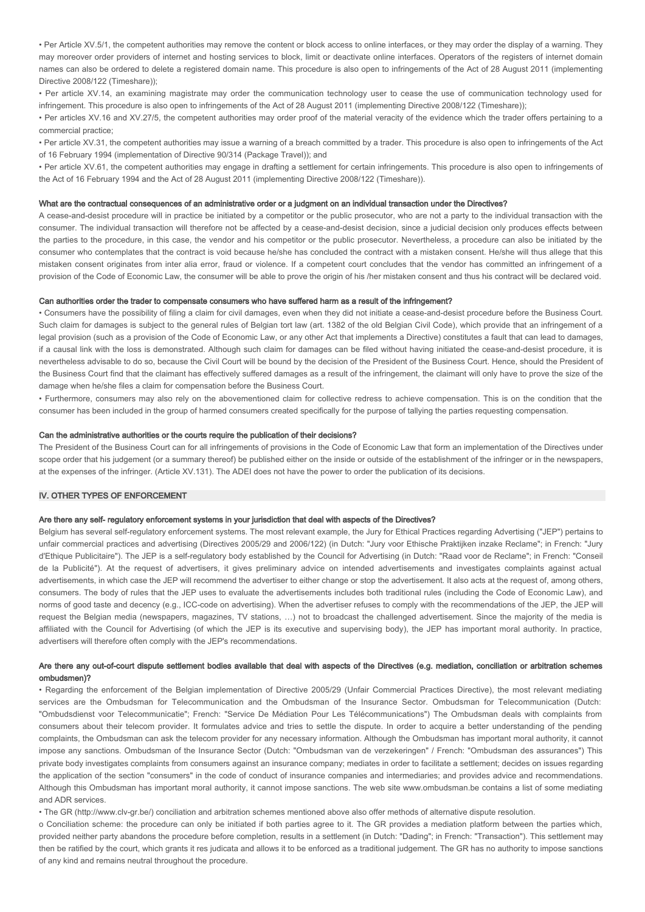• Per Article XV.5/1, the competent authorities may remove the content or block access to online interfaces, or they may order the display of a warning. They may moreover order providers of internet and hosting services to block, limit or deactivate online interfaces. Operators of the registers of internet domain names can also be ordered to delete a registered domain name. This procedure is also open to infringements of the Act of 28 August 2011 (implementing Directive 2008/122 (Timeshare));

• Per article XV.14, an examining magistrate may order the communication technology user to cease the use of communication technology used for infringement. This procedure is also open to infringements of the Act of 28 August 2011 (implementing Directive 2008/122 (Timeshare));

• Per articles XV.16 and XV.27/5, the competent authorities may order proof of the material veracity of the evidence which the trader offers pertaining to a commercial practice;

• Per article XV.31, the competent authorities may issue a warning of a breach committed by a trader. This procedure is also open to infringements of the Act of 16 February 1994 (implementation of Directive 90/314 (Package Travel)); and

• Per article XV.61, the competent authorities may engage in drafting a settlement for certain infringements. This procedure is also open to infringements of the Act of 16 February 1994 and the Act of 28 August 2011 (implementing Directive 2008/122 (Timeshare)).

#### What are the contractual consequences of an administrative order or a judgment on an individual transaction under the Directives?

A cease-and-desist procedure will in practice be initiated by a competitor or the public prosecutor, who are not a party to the individual transaction with the consumer. The individual transaction will therefore not be affected by a cease-and-desist decision, since a judicial decision only produces effects between the parties to the procedure, in this case, the vendor and his competitor or the public prosecutor. Nevertheless, a procedure can also be initiated by the consumer who contemplates that the contract is void because he/she has concluded the contract with a mistaken consent. He/she will thus allege that this mistaken consent originates from inter alia error, fraud or violence. If a competent court concludes that the vendor has committed an infringement of a provision of the Code of Economic Law, the consumer will be able to prove the origin of his /her mistaken consent and thus his contract will be declared void.

#### Can authorities order the trader to compensate consumers who have suffered harm as a result of the infringement?

• Consumers have the possibility of filing a claim for civil damages, even when they did not initiate a cease-and-desist procedure before the Business Court. Such claim for damages is subject to the general rules of Belgian tort law (art. 1382 of the old Belgian Civil Code), which provide that an infringement of a legal provision (such as a provision of the Code of Economic Law, or any other Act that implements a Directive) constitutes a fault that can lead to damages, if a causal link with the loss is demonstrated. Although such claim for damages can be filed without having initiated the cease-and-desist procedure, it is nevertheless advisable to do so, because the Civil Court will be bound by the decision of the President of the Business Court. Hence, should the President of the Business Court find that the claimant has effectively suffered damages as a result of the infringement, the claimant will only have to prove the size of the damage when he/she files a claim for compensation before the Business Court.

• Furthermore, consumers may also rely on the abovementioned claim for collective redress to achieve compensation. This is on the condition that the consumer has been included in the group of harmed consumers created specifically for the purpose of tallying the parties requesting compensation.

#### Can the administrative authorities or the courts require the publication of their decisions?

The President of the Business Court can for all infringements of provisions in the Code of Economic Law that form an implementation of the Directives under scope order that his judgement (or a summary thereof) be published either on the inside or outside of the establishment of the infringer or in the newspapers, at the expenses of the infringer. (Article XV.131). The ADEI does not have the power to order the publication of its decisions.

### IV. OTHER TYPES OF ENFORCEMENT

#### Are there any self- regulatory enforcement systems in your jurisdiction that deal with aspects of the Directives?

Belgium has several self-regulatory enforcement systems. The most relevant example, the Jury for Ethical Practices regarding Advertising ("JEP") pertains to unfair commercial practices and advertising (Directives 2005/29 and 2006/122) (in Dutch: "Jury voor Ethische Praktijken inzake Reclame"; in French: "Jury d'Ethique Publicitaire"). The JEP is a self-regulatory body established by the Council for Advertising (in Dutch: "Raad voor de Reclame"; in French: "Conseil de la Publicité"). At the request of advertisers, it gives preliminary advice on intended advertisements and investigates complaints against actual advertisements, in which case the JEP will recommend the advertiser to either change or stop the advertisement. It also acts at the request of, among others, consumers. The body of rules that the JEP uses to evaluate the advertisements includes both traditional rules (including the Code of Economic Law), and norms of good taste and decency (e.g., ICC-code on advertising). When the advertiser refuses to comply with the recommendations of the JEP, the JEP will request the Belgian media (newspapers, magazines, TV stations, …) not to broadcast the challenged advertisement. Since the majority of the media is affiliated with the Council for Advertising (of which the JEP is its executive and supervising body), the JEP has important moral authority. In practice, advertisers will therefore often comply with the JEP's recommendations.

#### Are there any out-of-court dispute settlement bodies available that deal with aspects of the Directives (e.g. mediation, conciliation or arbitration schemes ombudsmen)?

• Regarding the enforcement of the Belgian implementation of Directive 2005/29 (Unfair Commercial Practices Directive), the most relevant mediating services are the Ombudsman for Telecommunication and the Ombudsman of the Insurance Sector. Ombudsman for Telecommunication (Dutch: "Ombudsdienst voor Telecommunicatie"; French: "Service De Médiation Pour Les Télécommunications") The Ombudsman deals with complaints from consumers about their telecom provider. It formulates advice and tries to settle the dispute. In order to acquire a better understanding of the pending complaints, the Ombudsman can ask the telecom provider for any necessary information. Although the Ombudsman has important moral authority, it cannot impose any sanctions. Ombudsman of the Insurance Sector (Dutch: "Ombudsman van de verzekeringen" / French: "Ombudsman des assurances") This private body investigates complaints from consumers against an insurance company; mediates in order to facilitate a settlement; decides on issues regarding the application of the section "consumers" in the code of conduct of insurance companies and intermediaries; and provides advice and recommendations. Although this Ombudsman has important moral authority, it cannot impose sanctions. The web site www.ombudsman.be contains a list of some mediating and ADR services.

• The GR (http://www.clv-gr.be/) conciliation and arbitration schemes mentioned above also offer methods of alternative dispute resolution.

o Conciliation scheme: the procedure can only be initiated if both parties agree to it. The GR provides a mediation platform between the parties which, provided neither party abandons the procedure before completion, results in a settlement (in Dutch: "Dading"; in French: "Transaction"). This settlement may then be ratified by the court, which grants it res judicata and allows it to be enforced as a traditional judgement. The GR has no authority to impose sanctions of any kind and remains neutral throughout the procedure.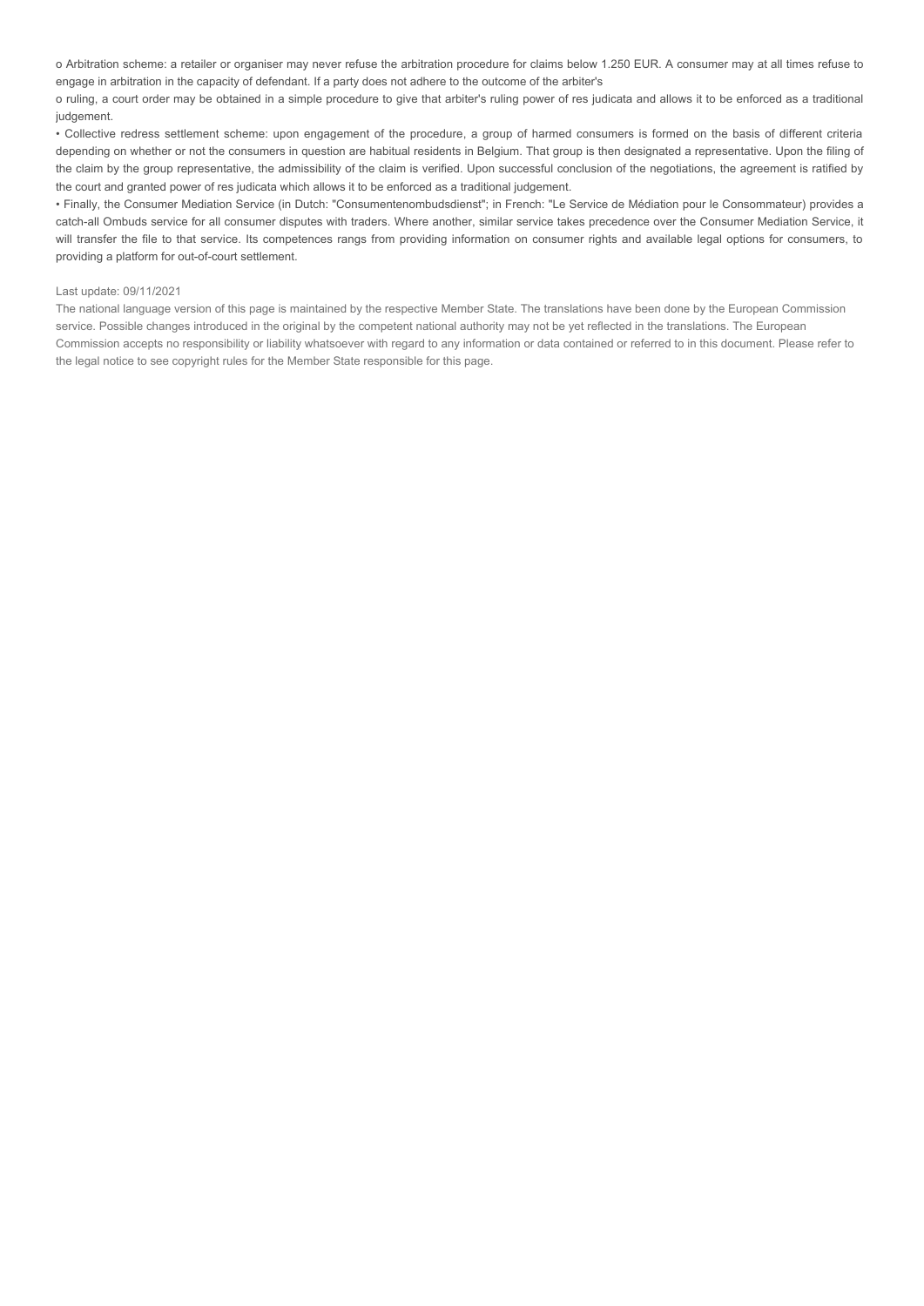o Arbitration scheme: a retailer or organiser may never refuse the arbitration procedure for claims below 1.250 EUR. A consumer may at all times refuse to engage in arbitration in the capacity of defendant. If a party does not adhere to the outcome of the arbiter's

o ruling, a court order may be obtained in a simple procedure to give that arbiter's ruling power of res judicata and allows it to be enforced as a traditional judgement.

• Collective redress settlement scheme: upon engagement of the procedure, a group of harmed consumers is formed on the basis of different criteria depending on whether or not the consumers in question are habitual residents in Belgium. That group is then designated a representative. Upon the filing of the claim by the group representative, the admissibility of the claim is verified. Upon successful conclusion of the negotiations, the agreement is ratified by the court and granted power of res judicata which allows it to be enforced as a traditional judgement.

• Finally, the Consumer Mediation Service (in Dutch: "Consumentenombudsdienst"; in French: "Le Service de Médiation pour le Consommateur) provides a catch-all Ombuds service for all consumer disputes with traders. Where another, similar service takes precedence over the Consumer Mediation Service, it will transfer the file to that service. Its competences rangs from providing information on consumer rights and available legal options for consumers, to providing a platform for out-of-court settlement.

Last update: 09/11/2021

The national language version of this page is maintained by the respective Member State. The translations have been done by the European Commission service. Possible changes introduced in the original by the competent national authority may not be yet reflected in the translations. The European Commission accepts no responsibility or liability whatsoever with regard to any information or data contained or referred to in this document. Please refer to the legal notice to see copyright rules for the Member State responsible for this page.